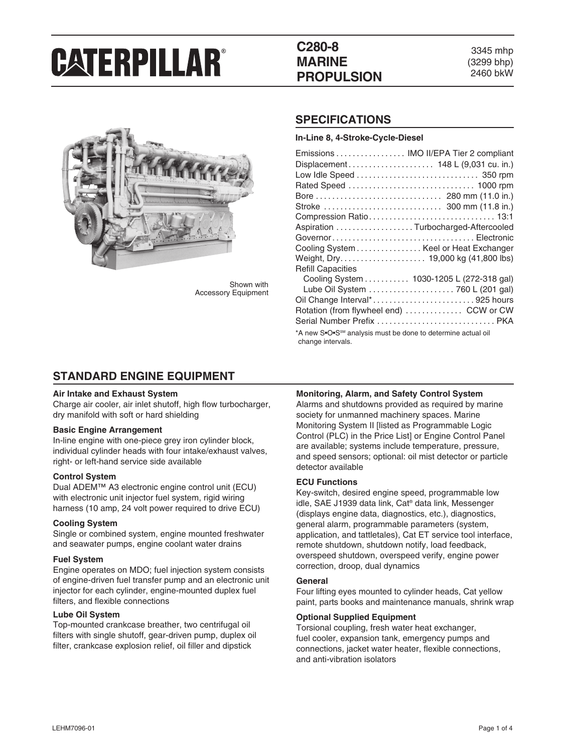# CATERPILLAR®

## C280-8 MARINE PROPULSION

3345 mhp
(3299 bhp)
2460 bkW

Shown with
Accessory Equipment

## SPECIFICATIONS

**In-Line 8, 4-Stroke-Cycle-Diesel**

| Specification | Value |
|---|---|
| Emissions | IMO II/EPA Tier 2 compliant |
| Displacement | 148 L (9,031 cu. in.) |
| Low Idle Speed | 350 rpm |
| Rated Speed | 1000 rpm |
| Bore | 280 mm (11.0 in.) |
| Stroke | 300 mm (11.8 in.) |
| Compression Ratio | 13:1 |
| Aspiration | Turbocharged-Aftercooled |
| Governor | Electronic |
| Cooling System | Keel or Heat Exchanger |
| Weight, Dry | 19,000 kg (41,800 lbs) |
| Refill Capacities | |
| Cooling System | 1030-1205 L (272-318 gal) |
| Lube Oil System | 760 L (201 gal) |
| Oil Change Interval* | 925 hours |
| Rotation (from flywheel end) | CCW or CW |
| Serial Number Prefix | PKA |

*A new S•O•S℠ analysis must be done to determine actual oil change intervals.

## STANDARD ENGINE EQUIPMENT

**Air Intake and Exhaust System**
Charge air cooler, air inlet shutoff, high flow turbocharger, dry manifold with soft or hard shielding

**Basic Engine Arrangement**
In-line engine with one-piece grey iron cylinder block, individual cylinder heads with four intake/exhaust valves, right- or left-hand service side available

**Control System**
Dual ADEM™ A3 electronic engine control unit (ECU) with electronic unit injector fuel system, rigid wiring harness (10 amp, 24 volt power required to drive ECU)

**Cooling System**
Single or combined system, engine mounted freshwater and seawater pumps, engine coolant water drains

**Fuel System**
Engine operates on MDO; fuel injection system consists of engine-driven fuel transfer pump and an electronic unit injector for each cylinder, engine-mounted duplex fuel filters, and flexible connections

**Lube Oil System**
Top-mounted crankcase breather, two centrifugal oil filters with single shutoff, gear-driven pump, duplex oil filter, crankcase explosion relief, oil filler and dipstick

**Monitoring, Alarm, and Safety Control System**
Alarms and shutdowns provided as required by marine society for unmanned machinery spaces. Marine Monitoring System II [listed as Programmable Logic Control (PLC) in the Price List] or Engine Control Panel are available; systems include temperature, pressure, and speed sensors; optional: oil mist detector or particle detector available

**ECU Functions**
Key-switch, desired engine speed, programmable low idle, SAE J1939 data link, Cat® data link, Messenger (displays engine data, diagnostics, etc.), diagnostics, general alarm, programmable parameters (system, application, and tattletales), Cat ET service tool interface, remote shutdown, shutdown notify, load feedback, overspeed shutdown, overspeed verify, engine power correction, droop, dual dynamics

**General**
Four lifting eyes mounted to cylinder heads, Cat yellow paint, parts books and maintenance manuals, shrink wrap

**Optional Supplied Equipment**
Torsional coupling, fresh water heat exchanger, fuel cooler, expansion tank, emergency pumps and connections, jacket water heater, flexible connections, and anti-vibration isolators

LEHM7096-01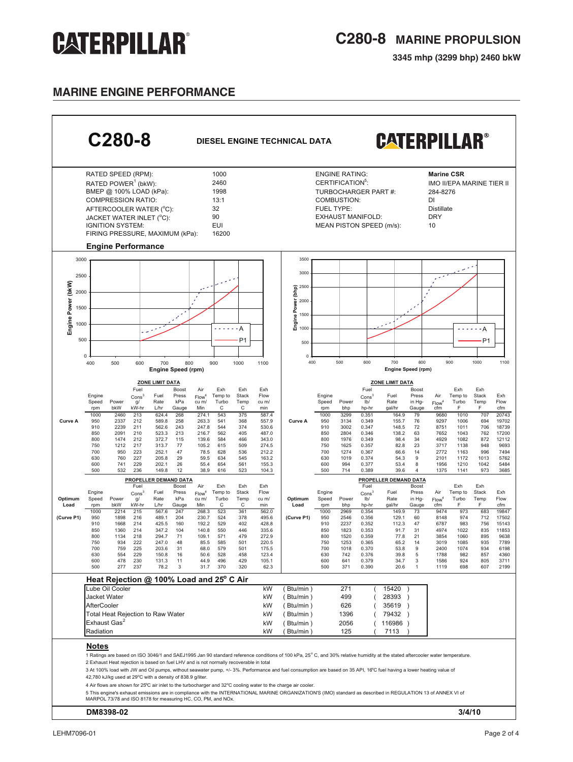# C280-8 MARINE PROPULSION

**3345 mhp (3299 bhp) 2460 bkW**

## MARINE ENGINE PERFORMANCE

## C280-8 DIESEL ENGINE TECHNICAL DATA

| | | | |
|---|---|---|---|
| RATED SPEED (RPM): | 1000 | ENGINE RATING: | **Marine CSR** |
| RATED POWER[1] (bkW): | 2460 | CERTIFICATION[5]: | IMO II/EPA MARINE TIER II |
| BMEP @ 100% LOAD (kPa): | 1998 | TURBOCHARGER PART #: | 284-8276 |
| COMPRESSION RATIO: | 13:1 | COMBUSTION: | DI |
| AFTERCOOLER WATER (°C): | 32 | FUEL TYPE: | Distillate |
| JACKET WATER INLET (°C): | 90 | EXHAUST MANIFOLD: | DRY |
| IGNITION SYSTEM: | EUI | MEAN PISTON SPEED (m/s): | 10 |
| FIRING PRESSURE, MAXIMUM (kPa): | 16200 | | |

### Engine Performance

### ZONE LIMIT DATA (Metric)

| | Engine Speed rpm | Power bkW | Fuel Cons[3] g/kW-hr | Fuel Rate L/hr | Boost Press kPa Gauge | Air Flow[4] cu m/Min | Exh Temp to Turbo C | Exh Stack Temp C | Exh Flow cu m/min |
|---|---|---|---|---|---|---|---|---|---|
| Curve A | 1000 | 2460 | 213 | 624.4 | 268 | 274.1 | 543 | 375 | 587.4 |
| | 950 | 2337 | 212 | 589.8 | 258 | 263.3 | 541 | 368 | 557.9 |
| | 910 | 2239 | 211 | 562.6 | 243 | 247.8 | 544 | 374 | 530.6 |
| | 850 | 2091 | 210 | 523.3 | 213 | 216.7 | 562 | 405 | 487.0 |
| | 800 | 1474 | 212 | 372.7 | 115 | 139.6 | 584 | 466 | 343.0 |
| | 750 | 1212 | 217 | 313.7 | 77 | 105.2 | 615 | 509 | 274.5 |
| | 700 | 950 | 223 | 252.1 | 47 | 78.5 | 628 | 536 | 212.2 |
| | 630 | 760 | 227 | 205.8 | 29 | 59.5 | 634 | 545 | 163.2 |
| | 600 | 741 | 229 | 202.1 | 26 | 55.4 | 654 | 561 | 155.3 |
| | 500 | 532 | 236 | 149.8 | 12 | 38.9 | 616 | 523 | 104.3 |

### PROPELLER DEMAND DATA (Metric)

| Optimum Load | Engine Speed rpm | Power bkW | Fuel Cons[3] g/kW-hr | Fuel Rate L/hr | Boost Press kPa Gauge | Air Flow[4] cu m/Min | Exh Temp to Turbo C | Exh Stack Temp C | Exh Flow cu m/min |
|---|---|---|---|---|---|---|---|---|---|
| (Curve P1) | 1000 | 2214 | 215 | 567.6 | 247 | 268.3 | 523 | 361 | 562.0 |
| | 950 | 1898 | 216 | 489.1 | 204 | 230.7 | 524 | 378 | 495.6 |
| | 910 | 1668 | 214 | 425.5 | 160 | 192.2 | 529 | 402 | 428.8 |
| | 850 | 1360 | 214 | 347.2 | 104 | 140.8 | 550 | 446 | 335.6 |
| | 800 | 1134 | 218 | 294.7 | 71 | 109.1 | 571 | 479 | 272.9 |
| | 750 | 934 | 222 | 247.0 | 48 | 85.5 | 585 | 501 | 220.5 |
| | 700 | 759 | 225 | 203.6 | 31 | 68.0 | 579 | 501 | 175.5 |
| | 630 | 554 | 229 | 150.8 | 16 | 50.6 | 528 | 458 | 123.4 |
| | 600 | 478 | 230 | 131.3 | 11 | 44.9 | 496 | 429 | 105.1 |
| | 500 | 277 | 237 | 78.2 | 3 | 31.7 | 370 | 320 | 62.3 |

### ZONE LIMIT DATA (English)

| | Engine Speed rpm | Power bhp | Fuel Cons[3] lb/hp-hr | Fuel Rate gal/hr | Boost Press in Hg-Gauge | Air Flow[4] cfm | Exh Temp to Turbo F | Exh Stack Temp F | Exh Flow cfm |
|---|---|---|---|---|---|---|---|---|---|
| Curve A | 1000 | 3299 | 0.351 | 164.9 | 79 | 9680 | 1010 | 707 | 20743 |
| | 950 | 3134 | 0.349 | 155.7 | 76 | 9297 | 1006 | 694 | 19702 |
| | 910 | 3002 | 0.347 | 148.5 | 72 | 8751 | 1011 | 706 | 18739 |
| | 850 | 2804 | 0.346 | 138.2 | 63 | 7652 | 1043 | 762 | 17200 |
| | 800 | 1976 | 0.349 | 98.4 | 34 | 4929 | 1082 | 872 | 12112 |
| | 750 | 1625 | 0.357 | 82.8 | 23 | 3717 | 1138 | 948 | 9693 |
| | 700 | 1274 | 0.367 | 66.6 | 14 | 2772 | 1163 | 996 | 7494 |
| | 630 | 1019 | 0.374 | 54.3 | 9 | 2101 | 1172 | 1013 | 5762 |
| | 600 | 994 | 0.377 | 53.4 | 8 | 1956 | 1210 | 1042 | 5484 |
| | 500 | 714 | 0.389 | 39.6 | 4 | 1375 | 1141 | 973 | 3685 |

### PROPELLER DEMAND DATA (English)

| Optimum Load | Engine Speed rpm | Power bhp | Fuel Cons[3] lb/hp-hr | Fuel Rate gal/hr | Boost Press in Hg-Gauge | Air Flow[4] cfm | Exh Temp to Turbo F | Exh Stack Temp F | Exh Flow cfm |
|---|---|---|---|---|---|---|---|---|---|
| (Curve P1) | 1000 | 2969 | 0.354 | 149.9 | 73 | 9474 | 973 | 683 | 19847 |
| | 950 | 2546 | 0.356 | 129.1 | 60 | 8148 | 974 | 712 | 17502 |
| | 910 | 2237 | 0.352 | 112.3 | 47 | 6787 | 983 | 756 | 15143 |
| | 850 | 1823 | 0.353 | 91.7 | 31 | 4974 | 1022 | 835 | 11853 |
| | 800 | 1520 | 0.359 | 77.8 | 21 | 3854 | 1060 | 895 | 9638 |
| | 750 | 1253 | 0.365 | 65.2 | 14 | 3019 | 1085 | 935 | 7789 |
| | 700 | 1018 | 0.370 | 53.8 | 9 | 2400 | 1074 | 934 | 6198 |
| | 630 | 742 | 0.376 | 39.8 | 5 | 1788 | 982 | 857 | 4360 |
| | 600 | 641 | 0.379 | 34.7 | 3 | 1586 | 924 | 805 | 3711 |
| | 500 | 371 | 0.390 | 20.6 | 1 | 1119 | 698 | 607 | 2199 |

### Heat Rejection @ 100% Load and 25° C Air

| | kW | (Btu/min) |
|---|---|---|
| Lube Oil Cooler | 271 | (15420) |
| Jacket Water | 499 | (28393) |
| AfterCooler | 626 | (35619) |
| Total Heat Rejection to Raw Water | 1396 | (79432) |
| Exhaust Gas[2] | 2056 | (116986) |
| Radiation | 125 | (7113) |

### Notes

1 Ratings are based on ISO 3046/1 and SAEJ1995 Jan 90 standard reference conditions of 100 kPa, 25° C, and 30% relative humidity at the stated aftercooler water temperature.

2 Exhaust Heat rejection is based on fuel LHV and is not normally recoverable in total

3 At 100% load with JW and Oil pumps, without seawater pump, +/- 3%. Performance and fuel consumption are based on 35 API, 16ºC fuel having a lower heating value of 42,780 kJ/kg used at 29ºC with a density of 838.9 g/liter.

4 Air flows are shown for 25ºC air inlet to the turbocharger and 32ºC cooling water to the charge air cooler.

5 This engine's exhaust emissions are in compliance with the INTERNATIONAL MARINE ORGANIZATION'S (IMO) standard as described in REGULATION 13 of ANNEX VI of MARPOL 73/78 and ISO 8178 for measuring HC, CO, PM, and NOx.

DM8398-02 — 3/4/10

LEHM7096-01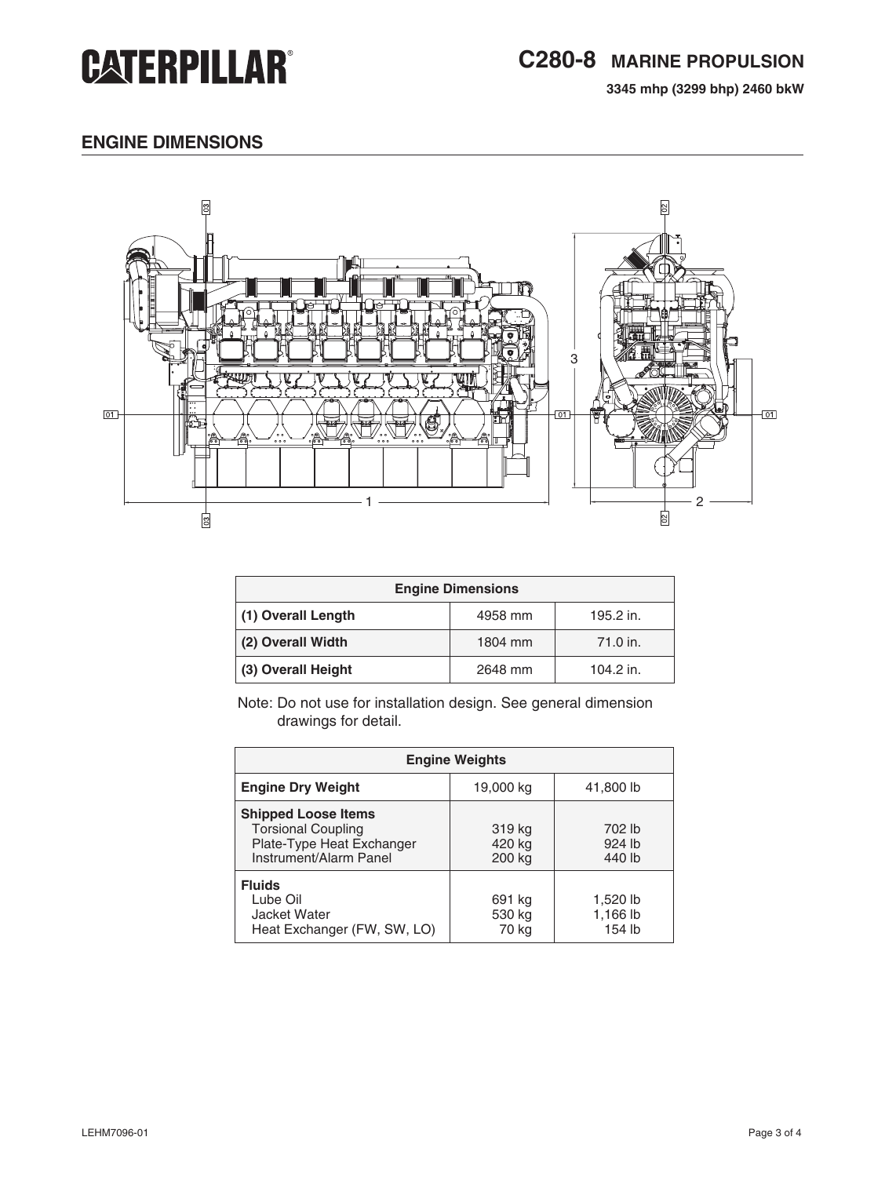# C280-8 MARINE PROPULSION

**3345 mhp (3299 bhp) 2460 bkW**

## ENGINE DIMENSIONS

| Engine Dimensions | | |
|---|---|---|
| **(1) Overall Length** | 4958 mm | 195.2 in. |
| **(2) Overall Width** | 1804 mm | 71.0 in. |
| **(3) Overall Height** | 2648 mm | 104.2 in. |

Note: Do not use for installation design. See general dimension drawings for detail.

| Engine Weights | | |
|---|---|---|
| **Engine Dry Weight** | 19,000 kg | 41,800 lb |
| **Shipped Loose Items** | | |
| Torsional Coupling | 319 kg | 702 lb |
| Plate-Type Heat Exchanger | 420 kg | 924 lb |
| Instrument/Alarm Panel | 200 kg | 440 lb |
| **Fluids** | | |
| Lube Oil | 691 kg | 1,520 lb |
| Jacket Water | 530 kg | 1,166 lb |
| Heat Exchanger (FW, SW, LO) | 70 kg | 154 lb |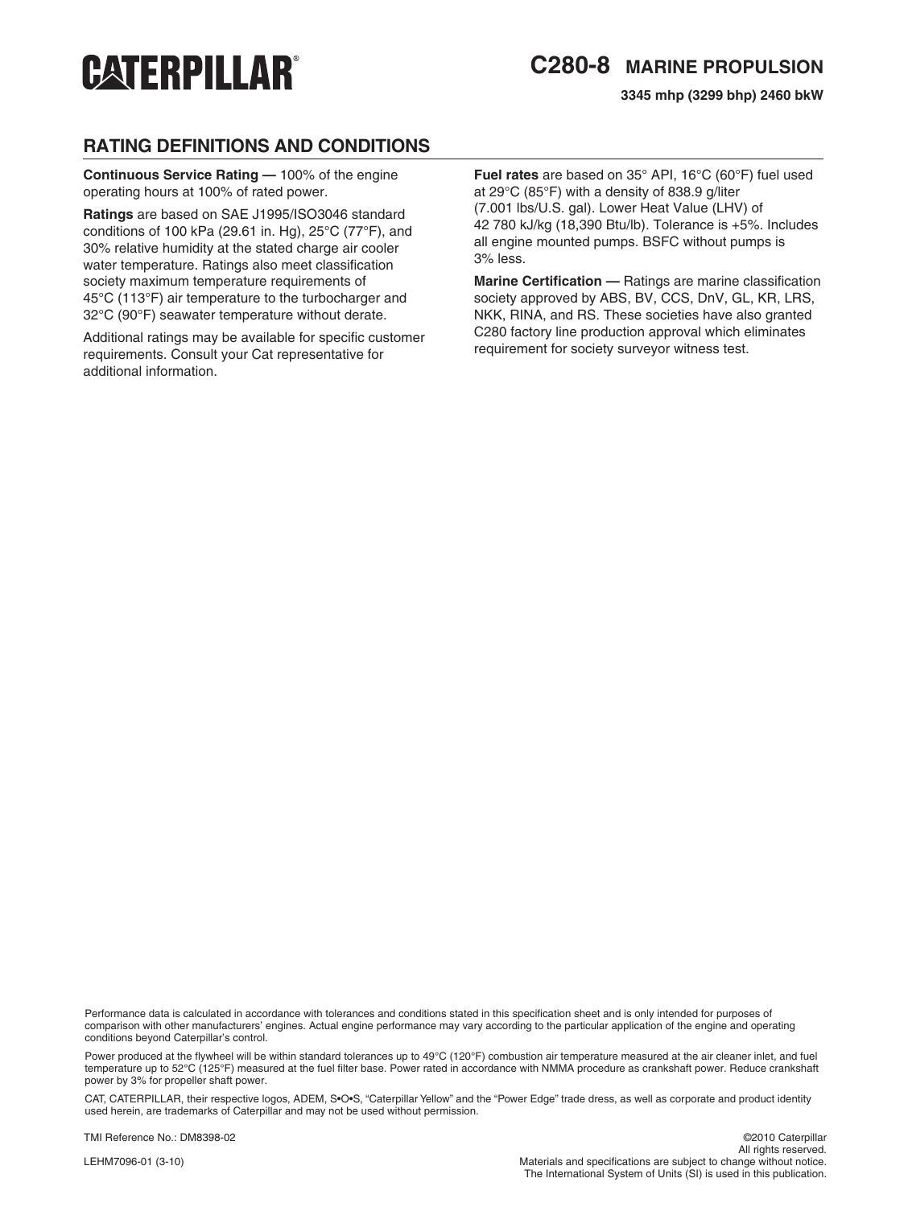# C280-8 MARINE PROPULSION

**3345 mhp (3299 bhp) 2460 bkW**

## RATING DEFINITIONS AND CONDITIONS

**Continuous Service Rating —** 100% of the engine operating hours at 100% of rated power.

**Ratings** are based on SAE J1995/ISO3046 standard conditions of 100 kPa (29.61 in. Hg), 25°C (77°F), and 30% relative humidity at the stated charge air cooler water temperature. Ratings also meet classification society maximum temperature requirements of 45°C (113°F) air temperature to the turbocharger and 32°C (90°F) seawater temperature without derate.

Additional ratings may be available for specific customer requirements. Consult your Cat representative for additional information.

**Fuel rates** are based on 35° API, 16°C (60°F) fuel used at 29°C (85°F) with a density of 838.9 g/liter (7.001 lbs/U.S. gal). Lower Heat Value (LHV) of 42 780 kJ/kg (18,390 Btu/lb). Tolerance is +5%. Includes all engine mounted pumps. BSFC without pumps is 3% less.

**Marine Certification —** Ratings are marine classification society approved by ABS, BV, CCS, DnV, GL, KR, LRS, NKK, RINA, and RS. These societies have also granted C280 factory line production approval which eliminates requirement for society surveyor witness test.

Performance data is calculated in accordance with tolerances and conditions stated in this specification sheet and is only intended for purposes of comparison with other manufacturers' engines. Actual engine performance may vary according to the particular application of the engine and operating conditions beyond Caterpillar's control.

Power produced at the flywheel will be within standard tolerances up to 49°C (120°F) combustion air temperature measured at the air cleaner inlet, and fuel temperature up to 52°C (125°F) measured at the fuel filter base. Power rated in accordance with NMMA procedure as crankshaft power. Reduce crankshaft power by 3% for propeller shaft power.

CAT, CATERPILLAR, their respective logos, ADEM, S•O•S, "Caterpillar Yellow" and the "Power Edge" trade dress, as well as corporate and product identity used herein, are trademarks of Caterpillar and may not be used without permission.

TMI Reference No.: DM8398-02

LEHM7096-01 (3-10)

©2010 Caterpillar
All rights reserved.
Materials and specifications are subject to change without notice.
The International System of Units (SI) is used in this publication.